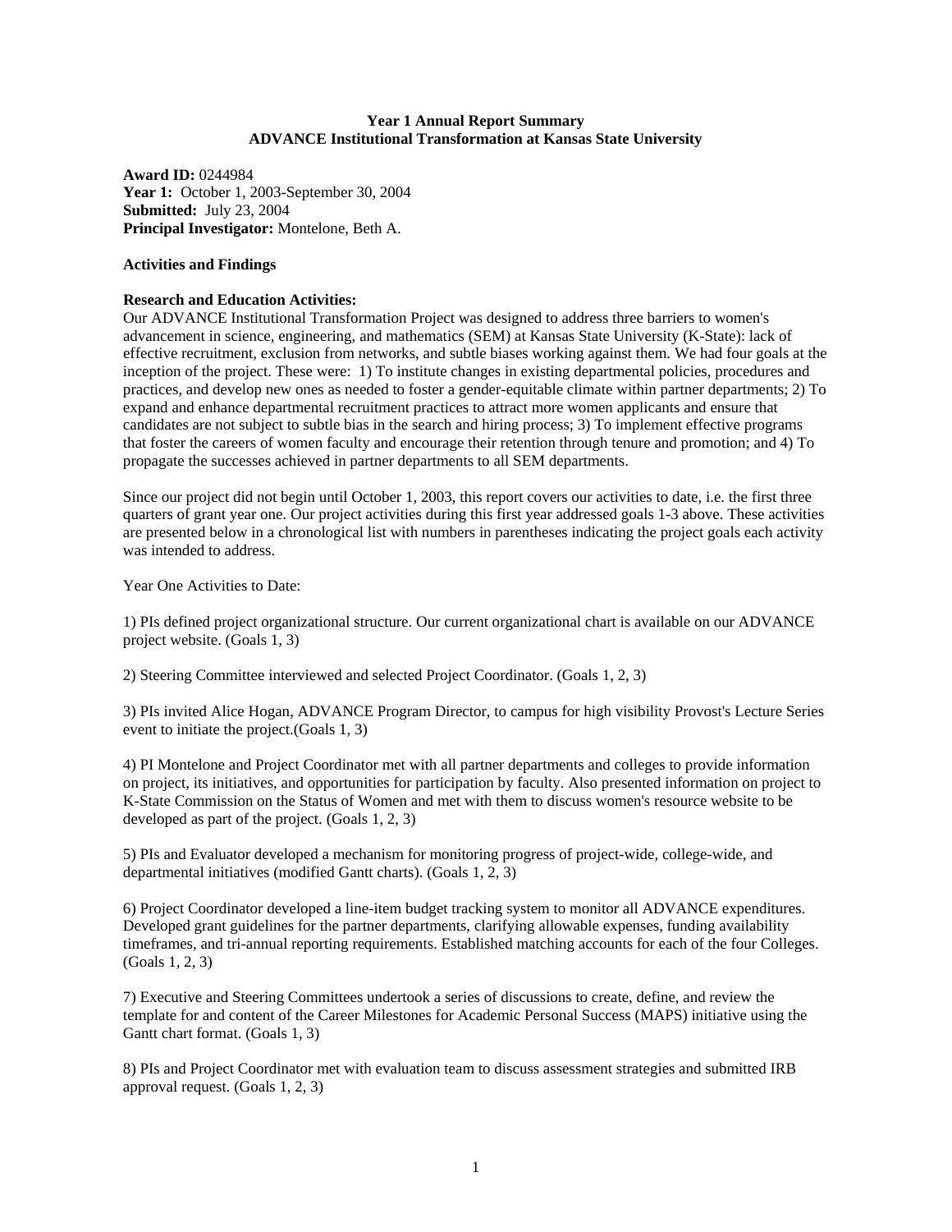**Year 1 Annual Report Summary**
**ADVANCE Institutional Transformation at Kansas State University**

**Award ID:** 0244984
**Year 1:** October 1, 2003-September 30, 2004
**Submitted:** July 23, 2004
**Principal Investigator:** Montelone, Beth A.

**Activities and Findings**

**Research and Education Activities:**
Our ADVANCE Institutional Transformation Project was designed to address three barriers to women's advancement in science, engineering, and mathematics (SEM) at Kansas State University (K-State): lack of effective recruitment, exclusion from networks, and subtle biases working against them. We had four goals at the inception of the project. These were: 1) To institute changes in existing departmental policies, procedures and practices, and develop new ones as needed to foster a gender-equitable climate within partner departments; 2) To expand and enhance departmental recruitment practices to attract more women applicants and ensure that candidates are not subject to subtle bias in the search and hiring process; 3) To implement effective programs that foster the careers of women faculty and encourage their retention through tenure and promotion; and 4) To propagate the successes achieved in partner departments to all SEM departments.

Since our project did not begin until October 1, 2003, this report covers our activities to date, i.e. the first three quarters of grant year one. Our project activities during this first year addressed goals 1-3 above. These activities are presented below in a chronological list with numbers in parentheses indicating the project goals each activity was intended to address.

Year One Activities to Date:

1) PIs defined project organizational structure. Our current organizational chart is available on our ADVANCE project website. (Goals 1, 3)

2) Steering Committee interviewed and selected Project Coordinator. (Goals 1, 2, 3)

3) PIs invited Alice Hogan, ADVANCE Program Director, to campus for high visibility Provost's Lecture Series event to initiate the project.(Goals 1, 3)

4) PI Montelone and Project Coordinator met with all partner departments and colleges to provide information on project, its initiatives, and opportunities for participation by faculty. Also presented information on project to K-State Commission on the Status of Women and met with them to discuss women's resource website to be developed as part of the project. (Goals 1, 2, 3)

5) PIs and Evaluator developed a mechanism for monitoring progress of project-wide, college-wide, and departmental initiatives (modified Gantt charts). (Goals 1, 2, 3)

6) Project Coordinator developed a line-item budget tracking system to monitor all ADVANCE expenditures. Developed grant guidelines for the partner departments, clarifying allowable expenses, funding availability timeframes, and tri-annual reporting requirements. Established matching accounts for each of the four Colleges. (Goals 1, 2, 3)

7) Executive and Steering Committees undertook a series of discussions to create, define, and review the template for and content of the Career Milestones for Academic Personal Success (MAPS) initiative using the Gantt chart format. (Goals 1, 3)

8) PIs and Project Coordinator met with evaluation team to discuss assessment strategies and submitted IRB approval request. (Goals 1, 2, 3)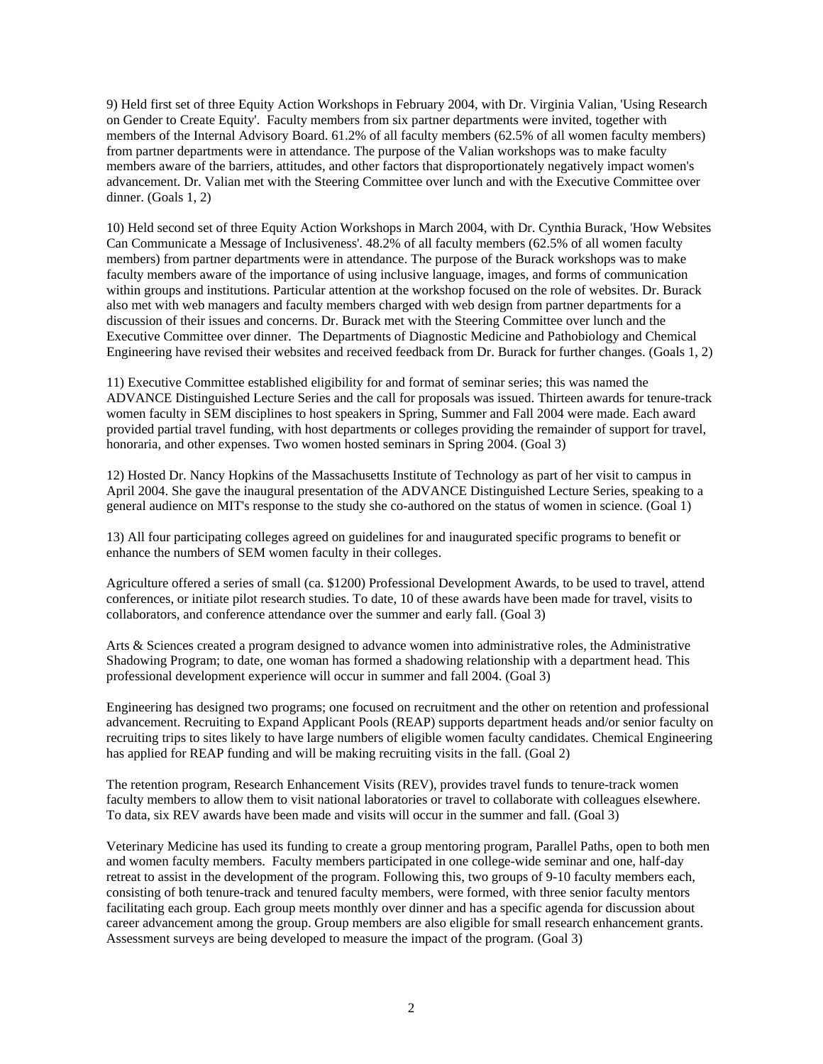9) Held first set of three Equity Action Workshops in February 2004, with Dr. Virginia Valian, 'Using Research on Gender to Create Equity'. Faculty members from six partner departments were invited, together with members of the Internal Advisory Board. 61.2% of all faculty members (62.5% of all women faculty members) from partner departments were in attendance. The purpose of the Valian workshops was to make faculty members aware of the barriers, attitudes, and other factors that disproportionately negatively impact women's advancement. Dr. Valian met with the Steering Committee over lunch and with the Executive Committee over dinner. (Goals 1, 2)

10) Held second set of three Equity Action Workshops in March 2004, with Dr. Cynthia Burack, 'How Websites Can Communicate a Message of Inclusiveness'. 48.2% of all faculty members (62.5% of all women faculty members) from partner departments were in attendance. The purpose of the Burack workshops was to make faculty members aware of the importance of using inclusive language, images, and forms of communication within groups and institutions. Particular attention at the workshop focused on the role of websites. Dr. Burack also met with web managers and faculty members charged with web design from partner departments for a discussion of their issues and concerns. Dr. Burack met with the Steering Committee over lunch and the Executive Committee over dinner. The Departments of Diagnostic Medicine and Pathobiology and Chemical Engineering have revised their websites and received feedback from Dr. Burack for further changes. (Goals 1, 2)

11) Executive Committee established eligibility for and format of seminar series; this was named the ADVANCE Distinguished Lecture Series and the call for proposals was issued. Thirteen awards for tenure-track women faculty in SEM disciplines to host speakers in Spring, Summer and Fall 2004 were made. Each award provided partial travel funding, with host departments or colleges providing the remainder of support for travel, honoraria, and other expenses. Two women hosted seminars in Spring 2004. (Goal 3)

12) Hosted Dr. Nancy Hopkins of the Massachusetts Institute of Technology as part of her visit to campus in April 2004. She gave the inaugural presentation of the ADVANCE Distinguished Lecture Series, speaking to a general audience on MIT's response to the study she co-authored on the status of women in science. (Goal 1)

13) All four participating colleges agreed on guidelines for and inaugurated specific programs to benefit or enhance the numbers of SEM women faculty in their colleges.

Agriculture offered a series of small (ca. $1200) Professional Development Awards, to be used to travel, attend conferences, or initiate pilot research studies. To date, 10 of these awards have been made for travel, visits to collaborators, and conference attendance over the summer and early fall. (Goal 3)

Arts & Sciences created a program designed to advance women into administrative roles, the Administrative Shadowing Program; to date, one woman has formed a shadowing relationship with a department head. This professional development experience will occur in summer and fall 2004. (Goal 3)

Engineering has designed two programs; one focused on recruitment and the other on retention and professional advancement. Recruiting to Expand Applicant Pools (REAP) supports department heads and/or senior faculty on recruiting trips to sites likely to have large numbers of eligible women faculty candidates. Chemical Engineering has applied for REAP funding and will be making recruiting visits in the fall. (Goal 2)

The retention program, Research Enhancement Visits (REV), provides travel funds to tenure-track women faculty members to allow them to visit national laboratories or travel to collaborate with colleagues elsewhere. To data, six REV awards have been made and visits will occur in the summer and fall. (Goal 3)

Veterinary Medicine has used its funding to create a group mentoring program, Parallel Paths, open to both men and women faculty members. Faculty members participated in one college-wide seminar and one, half-day retreat to assist in the development of the program. Following this, two groups of 9-10 faculty members each, consisting of both tenure-track and tenured faculty members, were formed, with three senior faculty mentors facilitating each group. Each group meets monthly over dinner and has a specific agenda for discussion about career advancement among the group. Group members are also eligible for small research enhancement grants. Assessment surveys are being developed to measure the impact of the program. (Goal 3)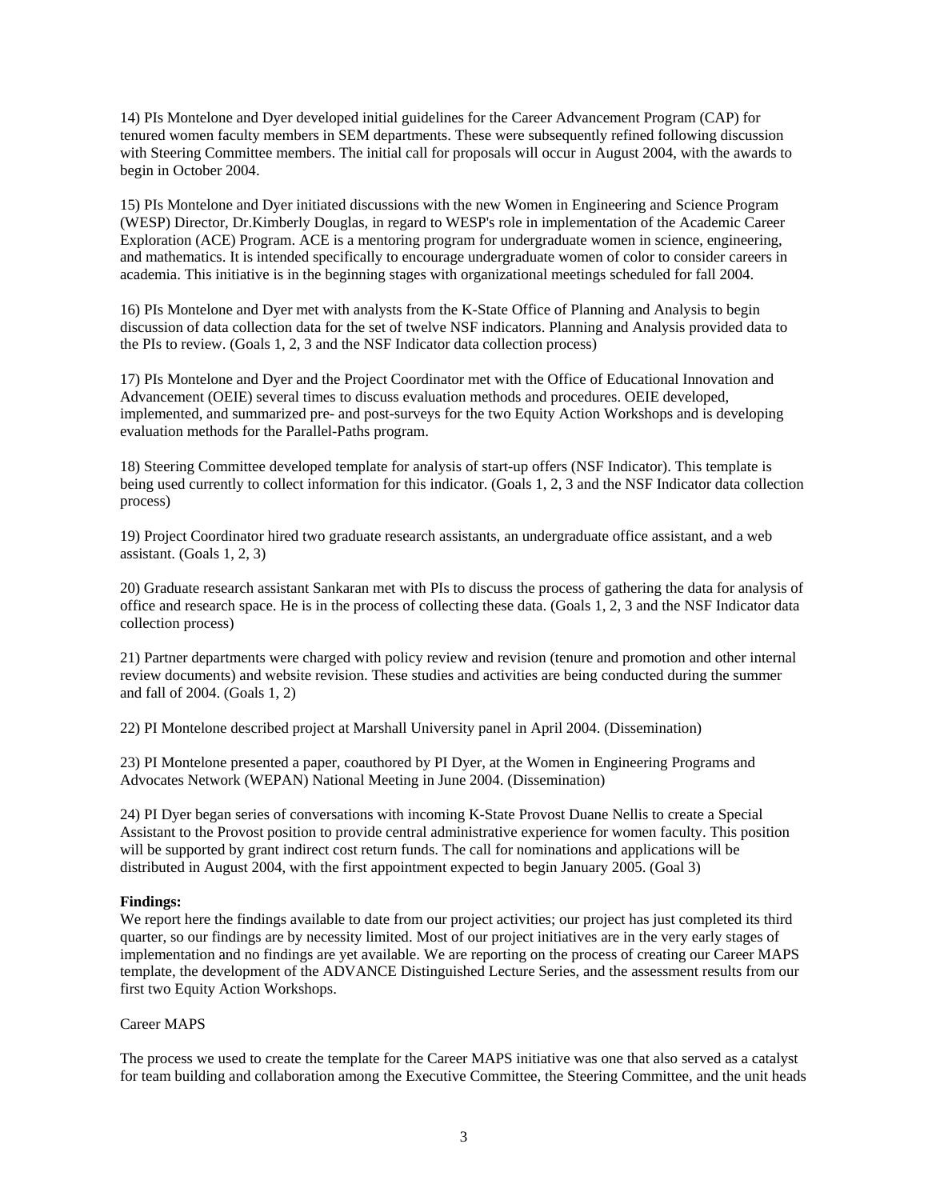14) PIs Montelone and Dyer developed initial guidelines for the Career Advancement Program (CAP) for tenured women faculty members in SEM departments. These were subsequently refined following discussion with Steering Committee members. The initial call for proposals will occur in August 2004, with the awards to begin in October 2004.

15) PIs Montelone and Dyer initiated discussions with the new Women in Engineering and Science Program (WESP) Director, Dr.Kimberly Douglas, in regard to WESP's role in implementation of the Academic Career Exploration (ACE) Program. ACE is a mentoring program for undergraduate women in science, engineering, and mathematics. It is intended specifically to encourage undergraduate women of color to consider careers in academia. This initiative is in the beginning stages with organizational meetings scheduled for fall 2004.

16) PIs Montelone and Dyer met with analysts from the K-State Office of Planning and Analysis to begin discussion of data collection data for the set of twelve NSF indicators. Planning and Analysis provided data to the PIs to review. (Goals 1, 2, 3 and the NSF Indicator data collection process)

17) PIs Montelone and Dyer and the Project Coordinator met with the Office of Educational Innovation and Advancement (OEIE) several times to discuss evaluation methods and procedures. OEIE developed, implemented, and summarized pre- and post-surveys for the two Equity Action Workshops and is developing evaluation methods for the Parallel-Paths program.

18) Steering Committee developed template for analysis of start-up offers (NSF Indicator). This template is being used currently to collect information for this indicator. (Goals 1, 2, 3 and the NSF Indicator data collection process)

19) Project Coordinator hired two graduate research assistants, an undergraduate office assistant, and a web assistant. (Goals 1, 2, 3)

20) Graduate research assistant Sankaran met with PIs to discuss the process of gathering the data for analysis of office and research space. He is in the process of collecting these data. (Goals 1, 2, 3 and the NSF Indicator data collection process)

21) Partner departments were charged with policy review and revision (tenure and promotion and other internal review documents) and website revision. These studies and activities are being conducted during the summer and fall of 2004. (Goals 1, 2)

22) PI Montelone described project at Marshall University panel in April 2004. (Dissemination)

23) PI Montelone presented a paper, coauthored by PI Dyer, at the Women in Engineering Programs and Advocates Network (WEPAN) National Meeting in June 2004. (Dissemination)

24) PI Dyer began series of conversations with incoming K-State Provost Duane Nellis to create a Special Assistant to the Provost position to provide central administrative experience for women faculty. This position will be supported by grant indirect cost return funds. The call for nominations and applications will be distributed in August 2004, with the first appointment expected to begin January 2005. (Goal 3)

**Findings:**
We report here the findings available to date from our project activities; our project has just completed its third quarter, so our findings are by necessity limited. Most of our project initiatives are in the very early stages of implementation and no findings are yet available. We are reporting on the process of creating our Career MAPS template, the development of the ADVANCE Distinguished Lecture Series, and the assessment results from our first two Equity Action Workshops.

Career MAPS

The process we used to create the template for the Career MAPS initiative was one that also served as a catalyst for team building and collaboration among the Executive Committee, the Steering Committee, and the unit heads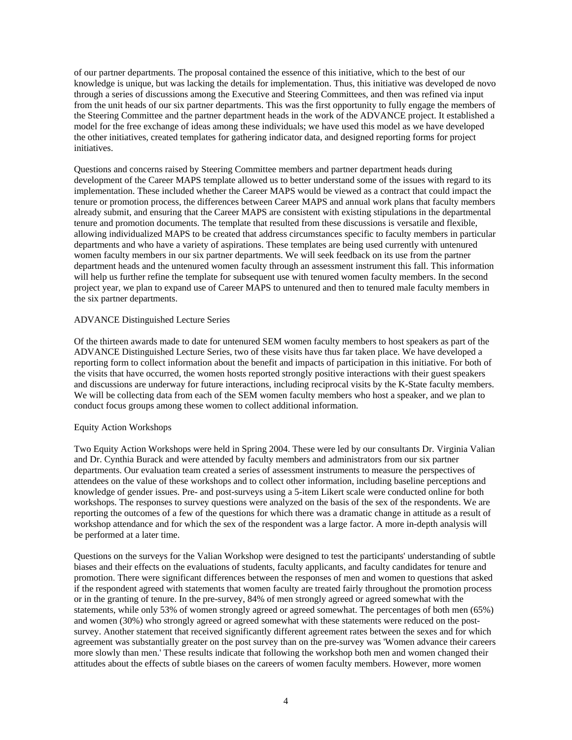of our partner departments. The proposal contained the essence of this initiative, which to the best of our knowledge is unique, but was lacking the details for implementation. Thus, this initiative was developed de novo through a series of discussions among the Executive and Steering Committees, and then was refined via input from the unit heads of our six partner departments. This was the first opportunity to fully engage the members of the Steering Committee and the partner department heads in the work of the ADVANCE project. It established a model for the free exchange of ideas among these individuals; we have used this model as we have developed the other initiatives, created templates for gathering indicator data, and designed reporting forms for project initiatives.

Questions and concerns raised by Steering Committee members and partner department heads during development of the Career MAPS template allowed us to better understand some of the issues with regard to its implementation. These included whether the Career MAPS would be viewed as a contract that could impact the tenure or promotion process, the differences between Career MAPS and annual work plans that faculty members already submit, and ensuring that the Career MAPS are consistent with existing stipulations in the departmental tenure and promotion documents. The template that resulted from these discussions is versatile and flexible, allowing individualized MAPS to be created that address circumstances specific to faculty members in particular departments and who have a variety of aspirations. These templates are being used currently with untenured women faculty members in our six partner departments. We will seek feedback on its use from the partner department heads and the untenured women faculty through an assessment instrument this fall. This information will help us further refine the template for subsequent use with tenured women faculty members. In the second project year, we plan to expand use of Career MAPS to untenured and then to tenured male faculty members in the six partner departments.

ADVANCE Distinguished Lecture Series

Of the thirteen awards made to date for untenured SEM women faculty members to host speakers as part of the ADVANCE Distinguished Lecture Series, two of these visits have thus far taken place. We have developed a reporting form to collect information about the benefit and impacts of participation in this initiative. For both of the visits that have occurred, the women hosts reported strongly positive interactions with their guest speakers and discussions are underway for future interactions, including reciprocal visits by the K-State faculty members. We will be collecting data from each of the SEM women faculty members who host a speaker, and we plan to conduct focus groups among these women to collect additional information.

Equity Action Workshops

Two Equity Action Workshops were held in Spring 2004. These were led by our consultants Dr. Virginia Valian and Dr. Cynthia Burack and were attended by faculty members and administrators from our six partner departments. Our evaluation team created a series of assessment instruments to measure the perspectives of attendees on the value of these workshops and to collect other information, including baseline perceptions and knowledge of gender issues. Pre- and post-surveys using a 5-item Likert scale were conducted online for both workshops. The responses to survey questions were analyzed on the basis of the sex of the respondents. We are reporting the outcomes of a few of the questions for which there was a dramatic change in attitude as a result of workshop attendance and for which the sex of the respondent was a large factor. A more in-depth analysis will be performed at a later time.

Questions on the surveys for the Valian Workshop were designed to test the participants' understanding of subtle biases and their effects on the evaluations of students, faculty applicants, and faculty candidates for tenure and promotion. There were significant differences between the responses of men and women to questions that asked if the respondent agreed with statements that women faculty are treated fairly throughout the promotion process or in the granting of tenure. In the pre-survey, 84% of men strongly agreed or agreed somewhat with the statements, while only 53% of women strongly agreed or agreed somewhat. The percentages of both men (65%) and women (30%) who strongly agreed or agreed somewhat with these statements were reduced on the post-survey. Another statement that received significantly different agreement rates between the sexes and for which agreement was substantially greater on the post survey than on the pre-survey was 'Women advance their careers more slowly than men.' These results indicate that following the workshop both men and women changed their attitudes about the effects of subtle biases on the careers of women faculty members. However, more women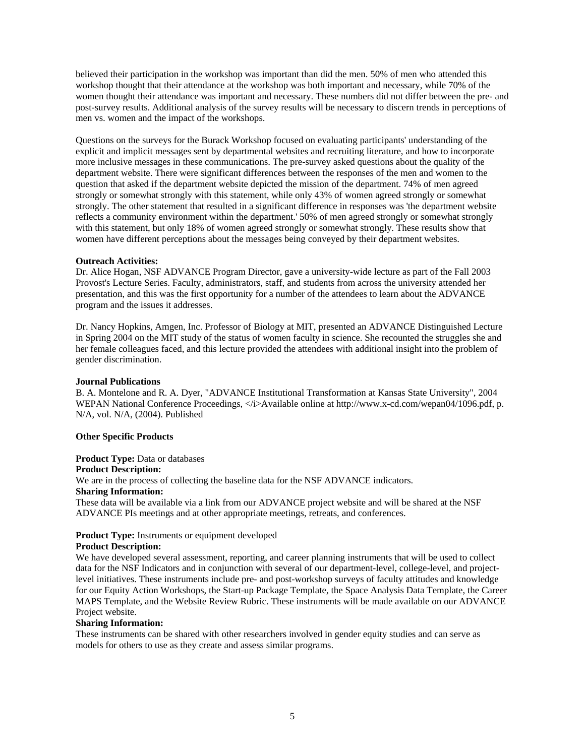believed their participation in the workshop was important than did the men. 50% of men who attended this workshop thought that their attendance at the workshop was both important and necessary, while 70% of the women thought their attendance was important and necessary. These numbers did not differ between the pre- and post-survey results. Additional analysis of the survey results will be necessary to discern trends in perceptions of men vs. women and the impact of the workshops.

Questions on the surveys for the Burack Workshop focused on evaluating participants' understanding of the explicit and implicit messages sent by departmental websites and recruiting literature, and how to incorporate more inclusive messages in these communications. The pre-survey asked questions about the quality of the department website. There were significant differences between the responses of the men and women to the question that asked if the department website depicted the mission of the department. 74% of men agreed strongly or somewhat strongly with this statement, while only 43% of women agreed strongly or somewhat strongly. The other statement that resulted in a significant difference in responses was 'the department website reflects a community environment within the department.' 50% of men agreed strongly or somewhat strongly with this statement, but only 18% of women agreed strongly or somewhat strongly. These results show that women have different perceptions about the messages being conveyed by their department websites.

**Outreach Activities:**
Dr. Alice Hogan, NSF ADVANCE Program Director, gave a university-wide lecture as part of the Fall 2003 Provost's Lecture Series. Faculty, administrators, staff, and students from across the university attended her presentation, and this was the first opportunity for a number of the attendees to learn about the ADVANCE program and the issues it addresses.

Dr. Nancy Hopkins, Amgen, Inc. Professor of Biology at MIT, presented an ADVANCE Distinguished Lecture in Spring 2004 on the MIT study of the status of women faculty in science. She recounted the struggles she and her female colleagues faced, and this lecture provided the attendees with additional insight into the problem of gender discrimination.

**Journal Publications**
B. A. Montelone and R. A. Dyer, "ADVANCE Institutional Transformation at Kansas State University", 2004 WEPAN National Conference Proceedings, </i>Available online at http://www.x-cd.com/wepan04/1096.pdf, p. N/A, vol. N/A, (2004). Published

**Other Specific Products**

**Product Type:** Data or databases
**Product Description:**
We are in the process of collecting the baseline data for the NSF ADVANCE indicators.
**Sharing Information:**
These data will be available via a link from our ADVANCE project website and will be shared at the NSF ADVANCE PIs meetings and at other appropriate meetings, retreats, and conferences.

**Product Type:** Instruments or equipment developed
**Product Description:**
We have developed several assessment, reporting, and career planning instruments that will be used to collect data for the NSF Indicators and in conjunction with several of our department-level, college-level, and project-level initiatives. These instruments include pre- and post-workshop surveys of faculty attitudes and knowledge for our Equity Action Workshops, the Start-up Package Template, the Space Analysis Data Template, the Career MAPS Template, and the Website Review Rubric. These instruments will be made available on our ADVANCE Project website.
**Sharing Information:**
These instruments can be shared with other researchers involved in gender equity studies and can serve as models for others to use as they create and assess similar programs.